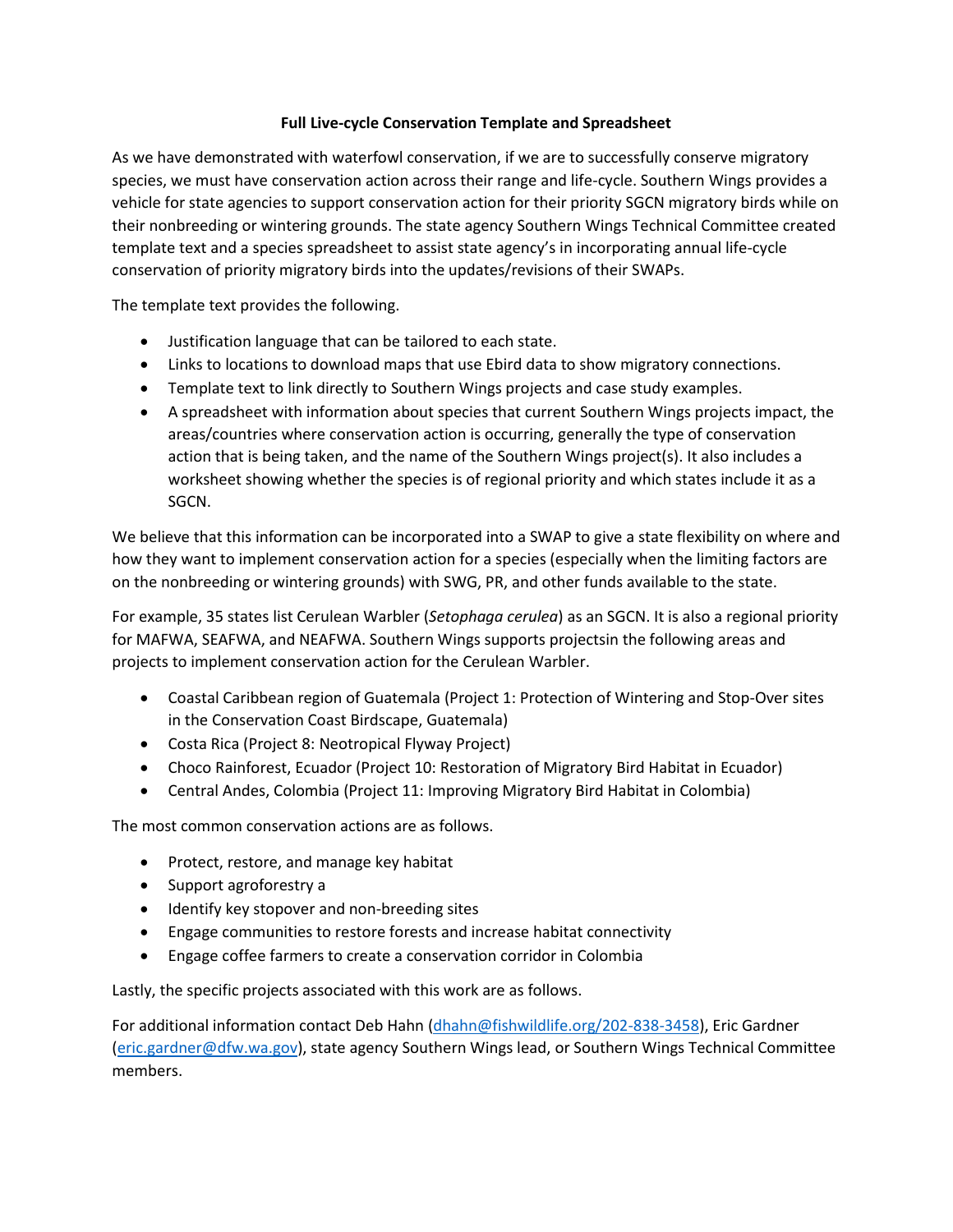**Full Live-cycle Conservation Template and Spreadsheet**

As we have demonstrated with waterfowl conservation, if we are to successfully conserve migratory species, we must have conservation action across their range and life-cycle. Southern Wings provides a vehicle for state agencies to support conservation action for their priority SGCN migratory birds while on their nonbreeding or wintering grounds. The state agency Southern Wings Technical Committee created template text and a species spreadsheet to assist state agency's in incorporating annual life-cycle conservation of priority migratory birds into the updates/revisions of their SWAPs.

The template text provides the following.

- Justification language that can be tailored to each state.
- Links to locations to download maps that use Ebird data to show migratory connections.
- Template text to link directly to Southern Wings projects and case study examples.
- A spreadsheet with information about species that current Southern Wings projects impact, the areas/countries where conservation action is occurring, generally the type of conservation action that is being taken, and the name of the Southern Wings project(s). It also includes a worksheet showing whether the species is of regional priority and which states include it as a SGCN.

We believe that this information can be incorporated into a SWAP to give a state flexibility on where and how they want to implement conservation action for a species (especially when the limiting factors are on the nonbreeding or wintering grounds) with SWG, PR, and other funds available to the state.

For example, 35 states list Cerulean Warbler (*Setophaga cerulea*) as an SGCN. It is also a regional priority for MAFWA, SEAFWA, and NEAFWA. Southern Wings supports projectsin the following areas and projects to implement conservation action for the Cerulean Warbler.

- Coastal Caribbean region of Guatemala (Project 1: Protection of Wintering and Stop-Over sites in the Conservation Coast Birdscape, Guatemala)
- Costa Rica (Project 8: Neotropical Flyway Project)
- Choco Rainforest, Ecuador (Project 10: Restoration of Migratory Bird Habitat in Ecuador)
- Central Andes, Colombia (Project 11: Improving Migratory Bird Habitat in Colombia)

The most common conservation actions are as follows.

- Protect, restore, and manage key habitat
- Support agroforestry a
- Identify key stopover and non-breeding sites
- Engage communities to restore forests and increase habitat connectivity
- Engage coffee farmers to create a conservation corridor in Colombia

Lastly, the specific projects associated with this work are as follows.

For additional information contact Deb Hahn (dhahn@fishwildlife.org/202-838-3458), Eric Gardner (eric.gardner@dfw.wa.gov), state agency Southern Wings lead, or Southern Wings Technical Committee members.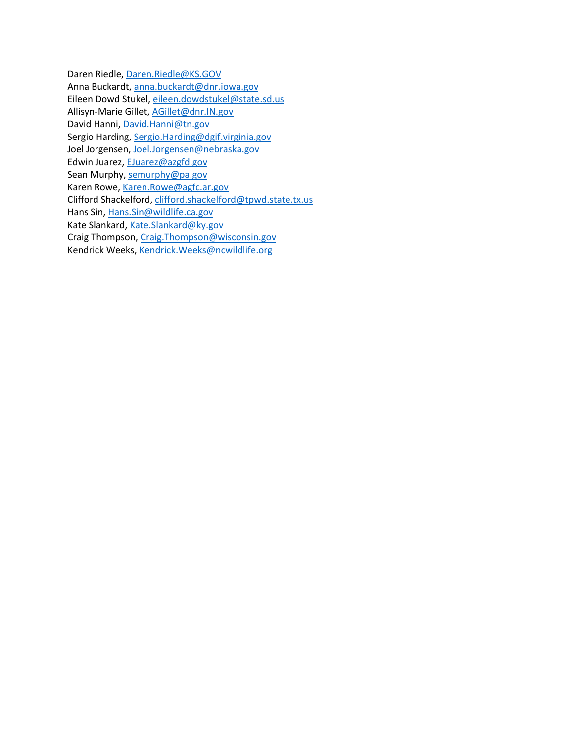Daren Riedle, Daren.Riedle@KS.GOV
Anna Buckardt, anna.buckardt@dnr.iowa.gov
Eileen Dowd Stukel, eileen.dowdstukel@state.sd.us
Allisyn-Marie Gillet, AGillet@dnr.IN.gov
David Hanni, David.Hanni@tn.gov
Sergio Harding, Sergio.Harding@dgif.virginia.gov
Joel Jorgensen, Joel.Jorgensen@nebraska.gov
Edwin Juarez, EJuarez@azgfd.gov
Sean Murphy, semurphy@pa.gov
Karen Rowe, Karen.Rowe@agfc.ar.gov
Clifford Shackelford, clifford.shackelford@tpwd.state.tx.us
Hans Sin, Hans.Sin@wildlife.ca.gov
Kate Slankard, Kate.Slankard@ky.gov
Craig Thompson, Craig.Thompson@wisconsin.gov
Kendrick Weeks, Kendrick.Weeks@ncwildlife.org